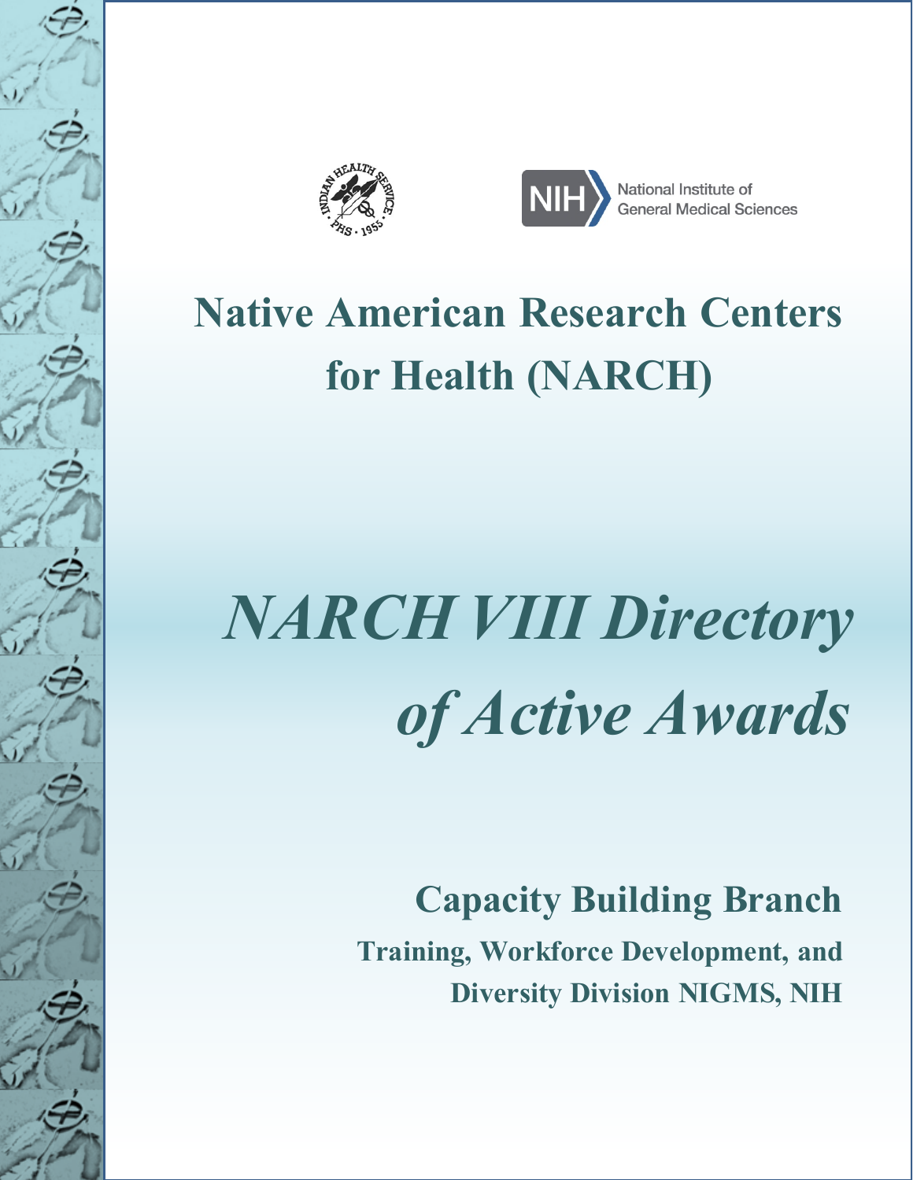National Institute of General Medical Sciences

# Native American Research Centers for Health (NARCH)

# *NARCH VIII Directory of Active Awards*

## Capacity Building Branch

**Training, Workforce Development, and Diversity Division NIGMS, NIH**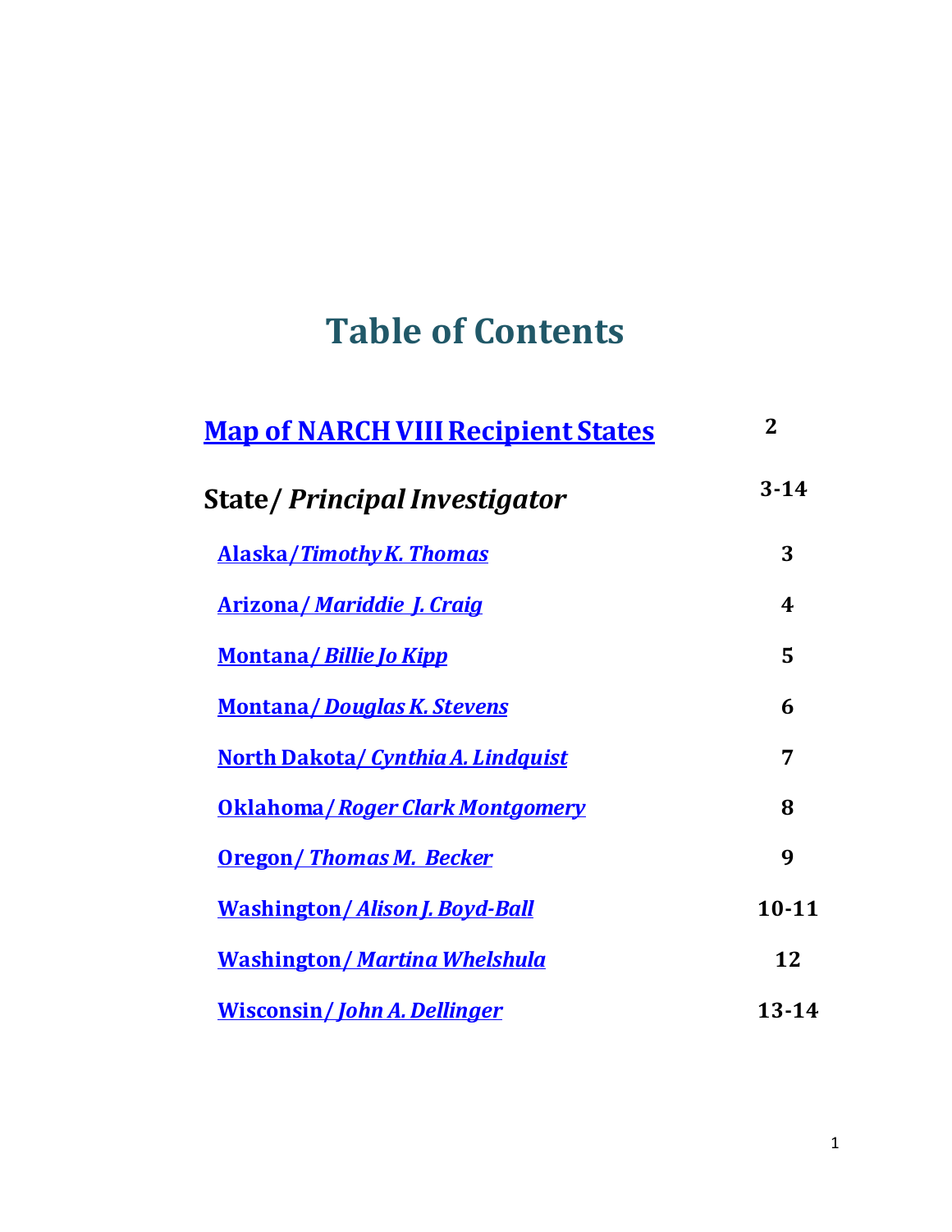# Table of Contents

| | |
|---|---|
| **Map of NARCH VIII Recipient States** | **2** |
| **State/ *Principal Investigator*** | **3-14** |
| **Alaska/*Timothy K. Thomas*** | **3** |
| **Arizona/ *Mariddie J. Craig*** | **4** |
| **Montana/ *Billie Jo Kipp*** | **5** |
| **Montana/ *Douglas K. Stevens*** | **6** |
| **North Dakota/ *Cynthia A. Lindquist*** | **7** |
| **Oklahoma/ *Roger Clark Montgomery*** | **8** |
| **Oregon/ *Thomas M. Becker*** | **9** |
| **Washington/ *Alison J. Boyd-Ball*** | **10-11** |
| **Washington/ *Martina Whelshula*** | **12** |
| **Wisconsin/ *John A. Dellinger*** | **13-14** |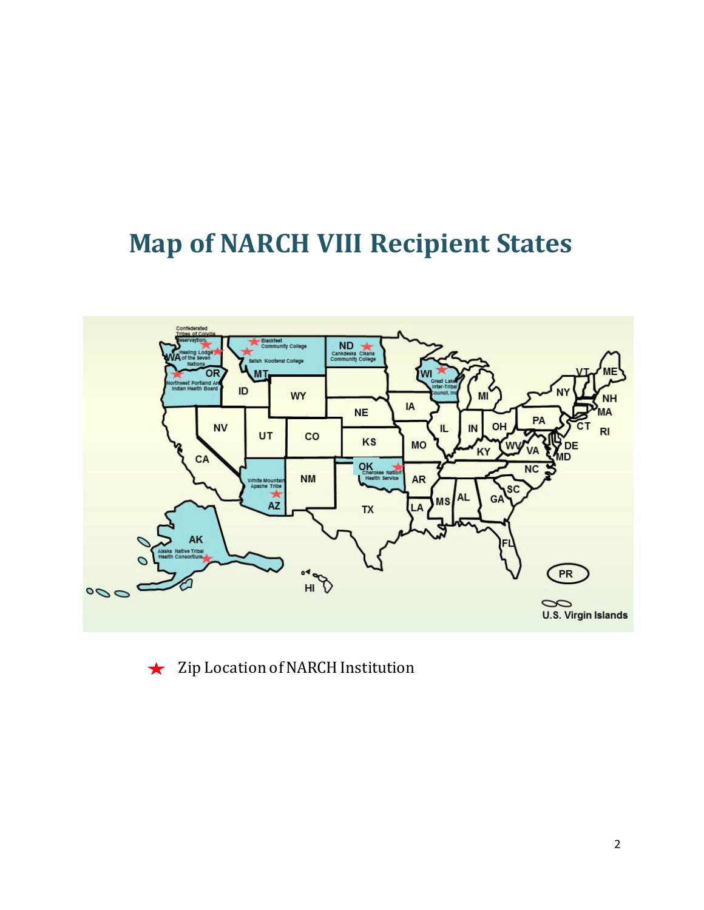# Map of NARCH VIII Recipient States

★ Zip Location of NARCH Institution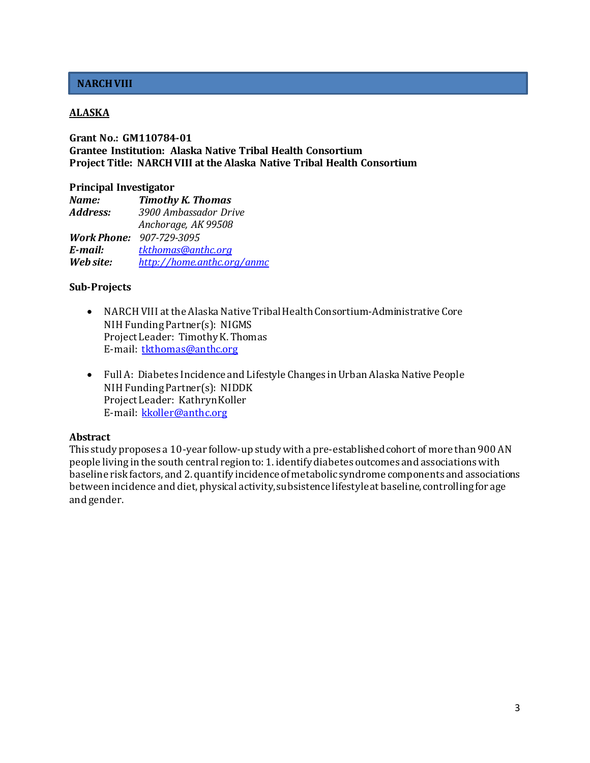## NARCH VIII

### ALASKA

**Grant No.: GM110784-01**
**Grantee Institution: Alaska Native Tribal Health Consortium**
**Project Title: NARCH VIII at the Alaska Native Tribal Health Consortium**

**Principal Investigator**
***Name:*** ***Timothy K. Thomas***
***Address:*** *3900 Ambassador Drive*
*Anchorage, AK 99508*
***Work Phone:*** *907-729-3095*
***E-mail:*** *tkthomas@anthc.org*
***Web site:*** *http://home.anthc.org/anmc*

**Sub-Projects**

- NARCH VIII at the Alaska Native Tribal Health Consortium-Administrative Core
  NIH Funding Partner(s): NIGMS
  Project Leader: Timothy K. Thomas
  E-mail: tkthomas@anthc.org

- Full A: Diabetes Incidence and Lifestyle Changes in Urban Alaska Native People
  NIH Funding Partner(s): NIDDK
  Project Leader: Kathryn Koller
  E-mail: kkoller@anthc.org

**Abstract**
This study proposes a 10-year follow-up study with a pre-established cohort of more than 900 AN people living in the south central region to: 1. identify diabetes outcomes and associations with baseline risk factors, and 2. quantify incidence of metabolic syndrome components and associations between incidence and diet, physical activity, subsistence lifestyle at baseline, controlling for age and gender.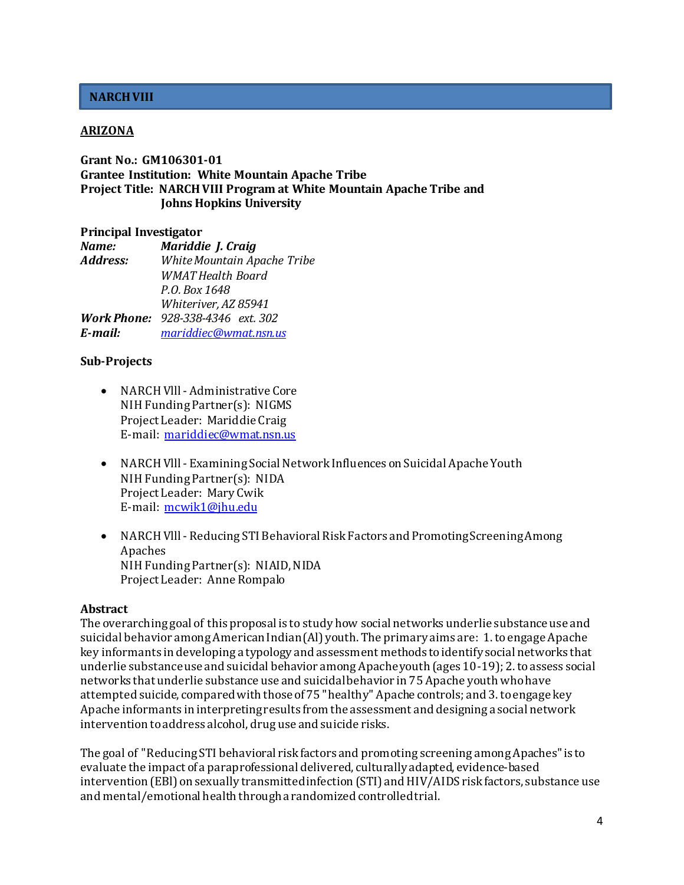## NARCH VIII

### ARIZONA

**Grant No.: GM106301-01**
**Grantee Institution: White Mountain Apache Tribe**
**Project Title: NARCH VIII Program at White Mountain Apache Tribe and Johns Hopkins University**

**Principal Investigator**

***Name:*** ***Mariddie J. Craig***
***Address:*** *White Mountain Apache Tribe*
*WMAT Health Board*
*P.O. Box 1648*
*Whiteriver, AZ 85941*
***Work Phone:*** *928-338-4346 ext. 302*
***E-mail:*** *mariddiec@wmat.nsn.us*

**Sub-Projects**

- NARCH Vlll - Administrative Core
  NIH Funding Partner(s): NIGMS
  Project Leader: Mariddie Craig
  E-mail: mariddiec@wmat.nsn.us

- NARCH Vlll - Examining Social Network Influences on Suicidal Apache Youth
  NIH Funding Partner(s): NIDA
  Project Leader: Mary Cwik
  E-mail: mcwik1@jhu.edu

- NARCH Vlll - Reducing STI Behavioral Risk Factors and Promoting Screening Among Apaches
  NIH Funding Partner(s): NIAID, NIDA
  Project Leader: Anne Rompalo

**Abstract**

The overarching goal of this proposal is to study how social networks underlie substance use and suicidal behavior among American Indian (Al) youth. The primary aims are: 1. to engage Apache key informants in developing a typology and assessment methods to identify social networks that underlie substance use and suicidal behavior among Apache youth (ages 10-19); 2. to assess social networks that underlie substance use and suicidal behavior in 75 Apache youth who have attempted suicide, compared with those of 75 "healthy" Apache controls; and 3. to engage key Apache informants in interpreting results from the assessment and designing a social network intervention to address alcohol, drug use and suicide risks.

The goal of "Reducing STI behavioral risk factors and promoting screening among Apaches" is to evaluate the impact of a paraprofessional delivered, culturally adapted, evidence-based intervention (EBl) on sexually transmitted infection (STI) and HIV/AIDS risk factors, substance use and mental/emotional health through a randomized controlled trial.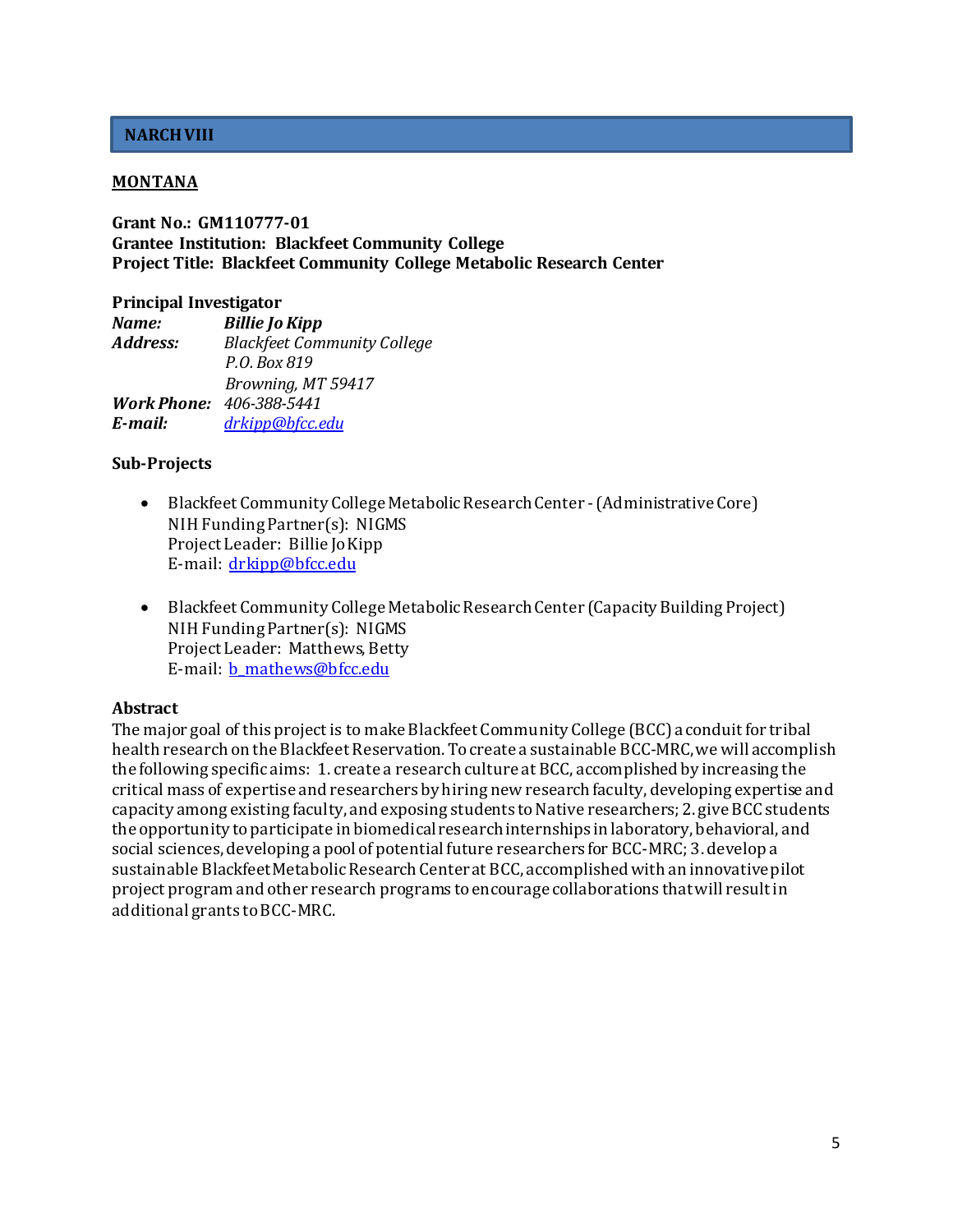## NARCH VIII

### MONTANA

**Grant No.: GM110777-01**
**Grantee Institution: Blackfeet Community College**
**Project Title: Blackfeet Community College Metabolic Research Center**

**Principal Investigator**

***Name:*** ***Billie Jo Kipp***
***Address:*** *Blackfeet Community College*
*P.O. Box 819*
*Browning, MT 59417*
***Work Phone:*** *406-388-5441*
***E-mail:*** *drkipp@bfcc.edu*

**Sub-Projects**

- Blackfeet Community College Metabolic Research Center - (Administrative Core)
  NIH Funding Partner(s): NIGMS
  Project Leader: Billie Jo Kipp
  E-mail: drkipp@bfcc.edu

- Blackfeet Community College Metabolic Research Center (Capacity Building Project)
  NIH Funding Partner(s): NIGMS
  Project Leader: Matthews, Betty
  E-mail: b_mathews@bfcc.edu

**Abstract**

The major goal of this project is to make Blackfeet Community College (BCC) a conduit for tribal health research on the Blackfeet Reservation. To create a sustainable BCC-MRC, we will accomplish the following specific aims: 1. create a research culture at BCC, accomplished by increasing the critical mass of expertise and researchers by hiring new research faculty, developing expertise and capacity among existing faculty, and exposing students to Native researchers; 2. give BCC students the opportunity to participate in biomedical research internships in laboratory, behavioral, and social sciences, developing a pool of potential future researchers for BCC-MRC; 3. develop a sustainable Blackfeet Metabolic Research Center at BCC, accomplished with an innovative pilot project program and other research programs to encourage collaborations that will result in additional grants to BCC-MRC.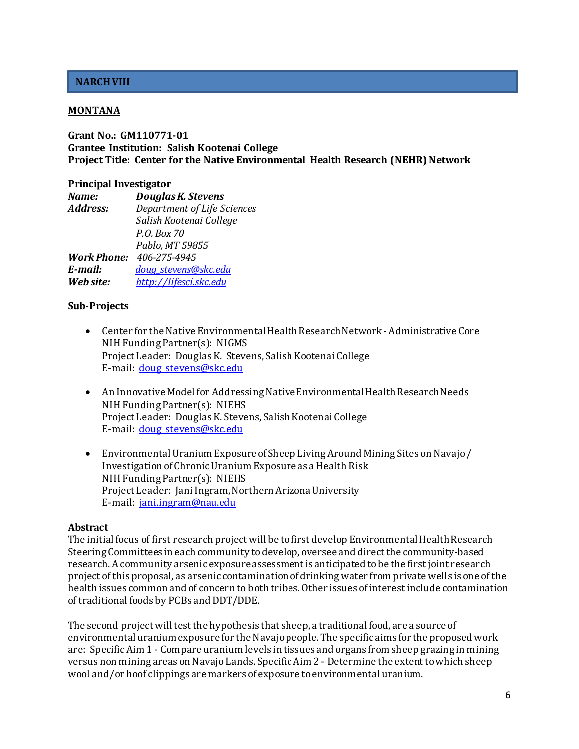## NARCH VIII

### MONTANA

**Grant No.: GM110771-01**
**Grantee Institution: Salish Kootenai College**
**Project Title: Center for the Native Environmental Health Research (NEHR) Network**

**Principal Investigator**

***Name:*** ***Douglas K. Stevens***
***Address:*** *Department of Life Sciences*
*Salish Kootenai College*
*P.O. Box 70*
*Pablo, MT 59855*
***Work Phone:*** *406-275-4945*
***E-mail:*** *doug_stevens@skc.edu*
***Web site:*** *http://lifesci.skc.edu*

**Sub-Projects**

- Center for the Native Environmental Health Research Network - Administrative Core
  NIH Funding Partner(s): NIGMS
  Project Leader: Douglas K. Stevens, Salish Kootenai College
  E-mail: doug_stevens@skc.edu

- An Innovative Model for Addressing Native Environmental Health Research Needs
  NIH Funding Partner(s): NIEHS
  Project Leader: Douglas K. Stevens, Salish Kootenai College
  E-mail: doug_stevens@skc.edu

- Environmental Uranium Exposure of Sheep Living Around Mining Sites on Navajo / Investigation of Chronic Uranium Exposure as a Health Risk
  NIH Funding Partner(s): NIEHS
  Project Leader: Jani Ingram, Northern Arizona University
  E-mail: jani.ingram@nau.edu

**Abstract**

The initial focus of first research project will be to first develop Environmental Health Research Steering Committees in each community to develop, oversee and direct the community-based research. A community arsenic exposure assessment is anticipated to be the first joint research project of this proposal, as arsenic contamination of drinking water from private wells is one of the health issues common and of concern to both tribes. Other issues of interest include contamination of traditional foods by PCBs and DDT/DDE.

The second project will test the hypothesis that sheep, a traditional food, are a source of environmental uranium exposure for the Navajo people. The specific aims for the proposed work are: Specific Aim 1 - Compare uranium levels in tissues and organs from sheep grazing in mining versus non mining areas on Navajo Lands. Specific Aim 2 - Determine the extent to which sheep wool and/or hoof clippings are markers of exposure to environmental uranium.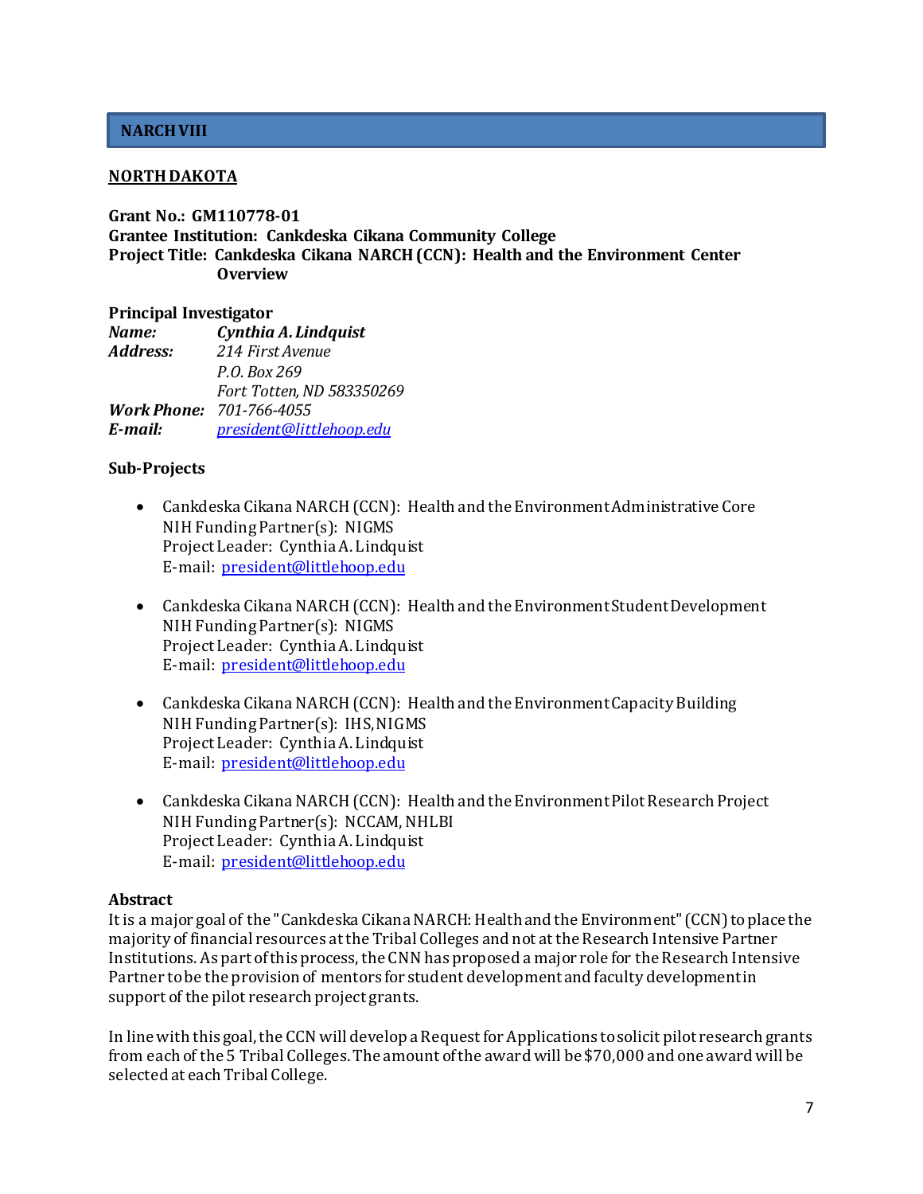## NARCH VIII

### NORTH DAKOTA

**Grant No.: GM110778-01**
**Grantee Institution: Cankdeska Cikana Community College**
**Project Title: Cankdeska Cikana NARCH (CCN): Health and the Environment Center Overview**

**Principal Investigator**

***Name:*** *Cynthia A. Lindquist*
***Address:*** *214 First Avenue*
*P.O. Box 269*
*Fort Totten, ND 583350269*
***Work Phone:*** *701-766-4055*
***E-mail:*** *president@littlehoop.edu*

**Sub-Projects**

- Cankdeska Cikana NARCH (CCN): Health and the Environment Administrative Core
  NIH Funding Partner(s): NIGMS
  Project Leader: Cynthia A. Lindquist
  E-mail: president@littlehoop.edu

- Cankdeska Cikana NARCH (CCN): Health and the Environment Student Development
  NIH Funding Partner(s): NIGMS
  Project Leader: Cynthia A. Lindquist
  E-mail: president@littlehoop.edu

- Cankdeska Cikana NARCH (CCN): Health and the Environment Capacity Building
  NIH Funding Partner(s): IHS, NIGMS
  Project Leader: Cynthia A. Lindquist
  E-mail: president@littlehoop.edu

- Cankdeska Cikana NARCH (CCN): Health and the Environment Pilot Research Project
  NIH Funding Partner(s): NCCAM, NHLBI
  Project Leader: Cynthia A. Lindquist
  E-mail: president@littlehoop.edu

**Abstract**

It is a major goal of the "Cankdeska Cikana NARCH: Health and the Environment" (CCN) to place the majority of financial resources at the Tribal Colleges and not at the Research Intensive Partner Institutions. As part of this process, the CNN has proposed a major role for the Research Intensive Partner to be the provision of mentors for student development and faculty development in support of the pilot research project grants.

In line with this goal, the CCN will develop a Request for Applications to solicit pilot research grants from each of the 5 Tribal Colleges. The amount of the award will be $70,000 and one award will be selected at each Tribal College.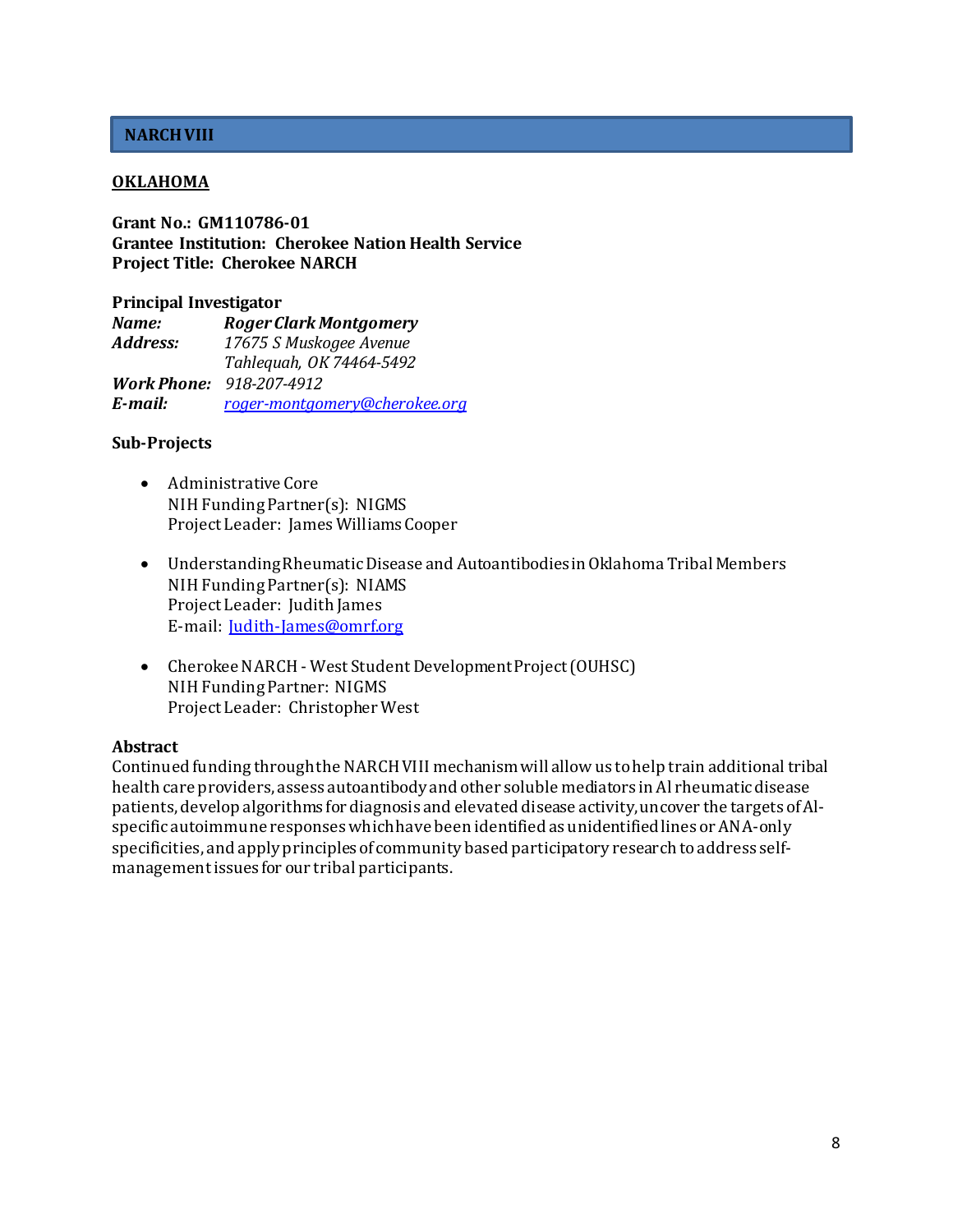## NARCH VIII

### OKLAHOMA

**Grant No.: GM110786-01**
**Grantee Institution: Cherokee Nation Health Service**
**Project Title: Cherokee NARCH**

**Principal Investigator**
***Name:*** ***Roger Clark Montgomery***
***Address:*** *17675 S Muskogee Avenue*
*Tahlequah, OK 74464-5492*
***Work Phone:*** *918-207-4912*
***E-mail:*** *roger-montgomery@cherokee.org*

**Sub-Projects**

- Administrative Core
  NIH Funding Partner(s): NIGMS
  Project Leader: James Williams Cooper

- Understanding Rheumatic Disease and Autoantibodies in Oklahoma Tribal Members
  NIH Funding Partner(s): NIAMS
  Project Leader: Judith James
  E-mail: Judith-James@omrf.org

- Cherokee NARCH - West Student Development Project (OUHSC)
  NIH Funding Partner: NIGMS
  Project Leader: Christopher West

**Abstract**
Continued funding through the NARCH VIII mechanism will allow us to help train additional tribal health care providers, assess autoantibody and other soluble mediators in AI rheumatic disease patients, develop algorithms for diagnosis and elevated disease activity, uncover the targets of AI-specific autoimmune responses which have been identified as unidentified lines or ANA-only specificities, and apply principles of community based participatory research to address self-management issues for our tribal participants.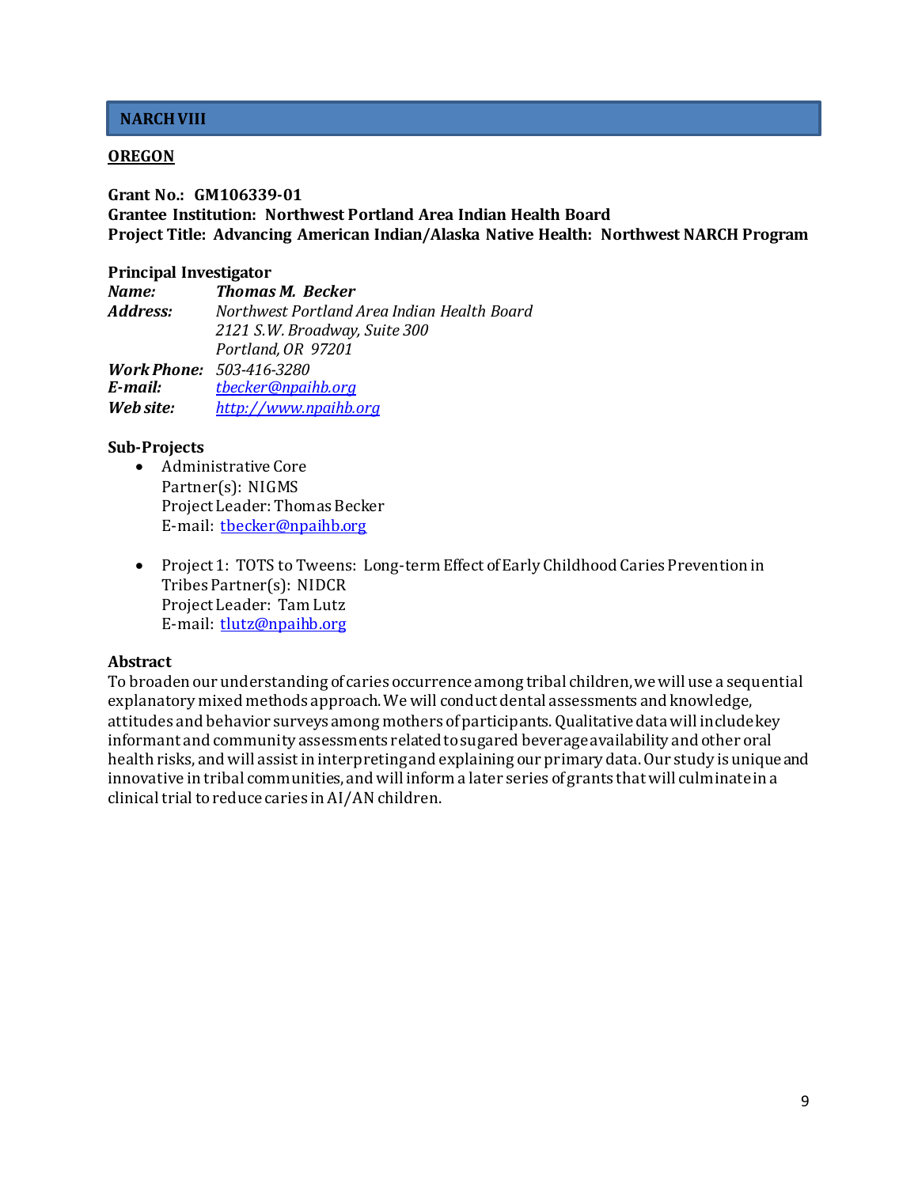## NARCH VIII

**OREGON**

**Grant No.: GM106339-01**
**Grantee Institution: Northwest Portland Area Indian Health Board**
**Project Title: Advancing American Indian/Alaska Native Health: Northwest NARCH Program**

**Principal Investigator**

***Name:*** ***Thomas M. Becker***
***Address:*** *Northwest Portland Area Indian Health Board*
*2121 S.W. Broadway, Suite 300*
*Portland, OR 97201*
***Work Phone:*** *503-416-3280*
***E-mail:*** *tbecker@npaihb.org*
***Web site:*** *http://www.npaihb.org*

**Sub-Projects**

- Administrative Core
  Partner(s): NIGMS
  Project Leader: Thomas Becker
  E-mail: tbecker@npaihb.org

- Project 1: TOTS to Tweens: Long-term Effect of Early Childhood Caries Prevention in Tribes Partner(s): NIDCR
  Project Leader: Tam Lutz
  E-mail: tlutz@npaihb.org

**Abstract**

To broaden our understanding of caries occurrence among tribal children, we will use a sequential explanatory mixed methods approach. We will conduct dental assessments and knowledge, attitudes and behavior surveys among mothers of participants. Qualitative data will include key informant and community assessments related to sugared beverage availability and other oral health risks, and will assist in interpreting and explaining our primary data. Our study is unique and innovative in tribal communities, and will inform a later series of grants that will culminate in a clinical trial to reduce caries in AI/AN children.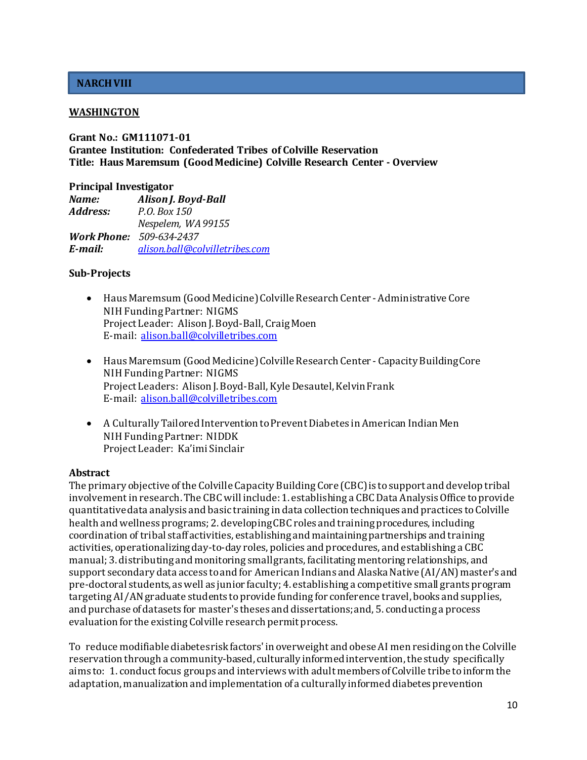## NARCH VIII

**WASHINGTON**

**Grant No.: GM111071-01**
**Grantee Institution: Confederated Tribes of Colville Reservation**
**Title: Haus Maremsum (Good Medicine) Colville Research Center - Overview**

**Principal Investigator**
***Name:*** ***Alison J. Boyd-Ball***
***Address:*** *P.O. Box 150*
*Nespelem, WA 99155*
***Work Phone:*** *509-634-2437*
***E-mail:*** *alison.ball@colvilletribes.com*

**Sub-Projects**

- Haus Maremsum (Good Medicine) Colville Research Center - Administrative Core
  NIH Funding Partner: NIGMS
  Project Leader: Alison J. Boyd-Ball, Craig Moen
  E-mail: alison.ball@colvilletribes.com

- Haus Maremsum (Good Medicine) Colville Research Center - Capacity Building Core
  NIH Funding Partner: NIGMS
  Project Leaders: Alison J. Boyd-Ball, Kyle Desautel, Kelvin Frank
  E-mail: alison.ball@colvilletribes.com

- A Culturally Tailored Intervention to Prevent Diabetes in American Indian Men
  NIH Funding Partner: NIDDK
  Project Leader: Ka'imi Sinclair

**Abstract**
The primary objective of the Colville Capacity Building Core (CBC) is to support and develop tribal involvement in research. The CBC will include: 1. establishing a CBC Data Analysis Office to provide quantitative data analysis and basic training in data collection techniques and practices to Colville health and wellness programs; 2. developing CBC roles and training procedures, including coordination of tribal staff activities, establishing and maintaining partnerships and training activities, operationalizing day-to-day roles, policies and procedures, and establishing a CBC manual; 3. distributing and monitoring small grants, facilitating mentoring relationships, and support secondary data access to and for American Indians and Alaska Native (AI/AN) master's and pre-doctoral students, as well as junior faculty; 4. establishing a competitive small grants program targeting AI/AN graduate students to provide funding for conference travel, books and supplies, and purchase of datasets for master's theses and dissertations; and, 5. conducting a process evaluation for the existing Colville research permit process.

To reduce modifiable diabetes risk factors' in overweight and obese AI men residing on the Colville reservation through a community-based, culturally informed intervention, the study specifically aims to: 1. conduct focus groups and interviews with adult members of Colville tribe to inform the adaptation, manualization and implementation of a culturally informed diabetes prevention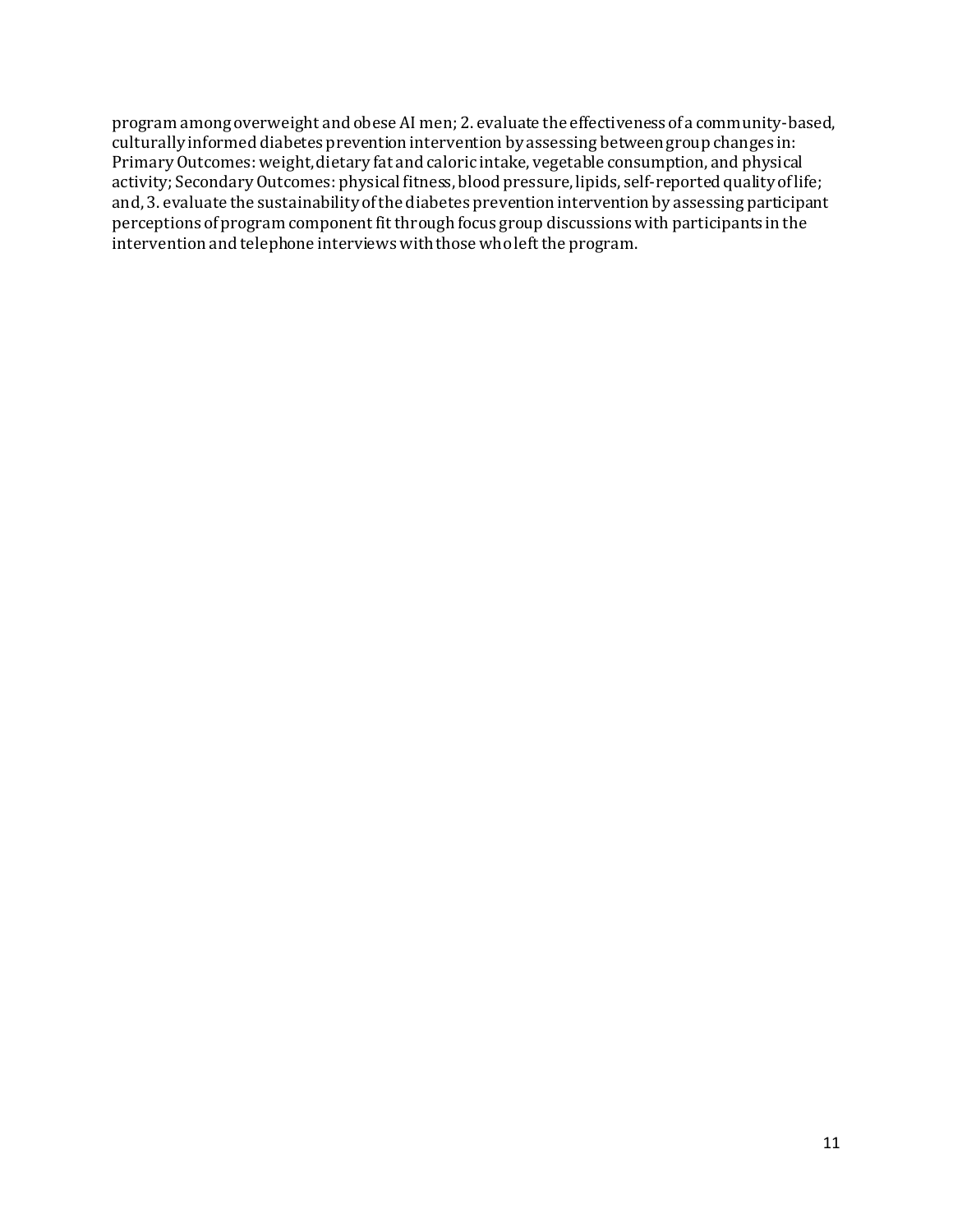program among overweight and obese AI men; 2. evaluate the effectiveness of a community-based, culturally informed diabetes prevention intervention by assessing between group changes in: Primary Outcomes: weight, dietary fat and caloric intake, vegetable consumption, and physical activity; Secondary Outcomes: physical fitness, blood pressure, lipids, self-reported quality of life; and, 3. evaluate the sustainability of the diabetes prevention intervention by assessing participant perceptions of program component fit through focus group discussions with participants in the intervention and telephone interviews with those who left the program.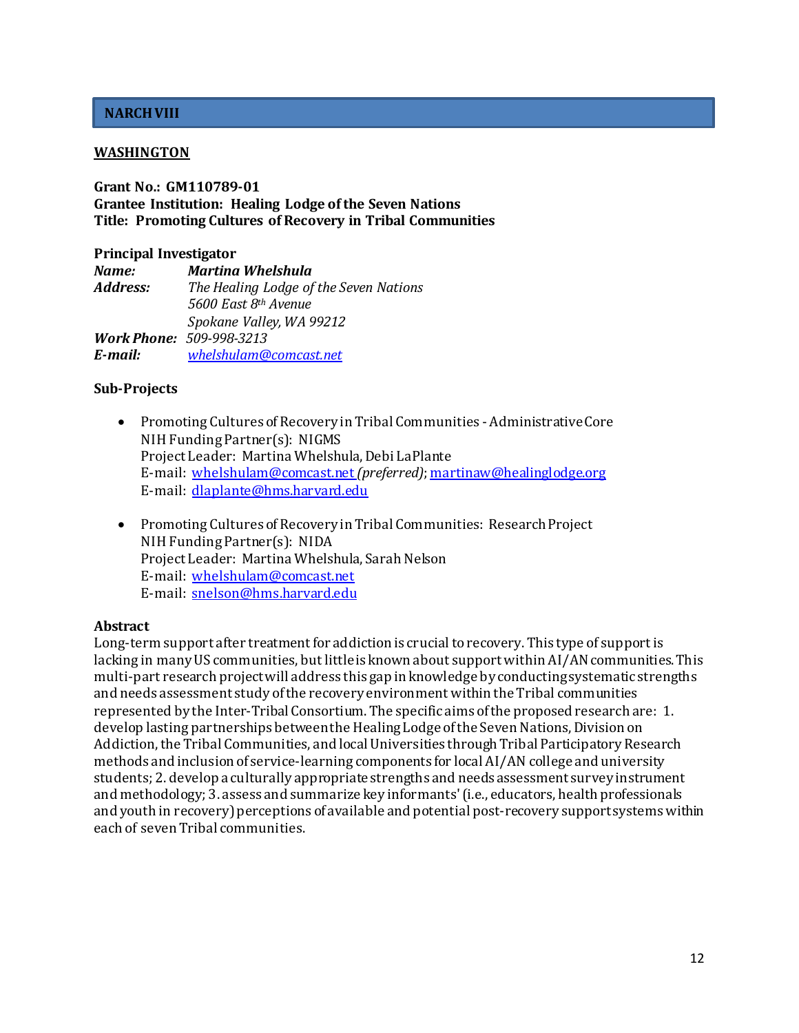## NARCH VIII

### WASHINGTON

**Grant No.: GM110789-01**
**Grantee Institution: Healing Lodge of the Seven Nations**
**Title: Promoting Cultures of Recovery in Tribal Communities**

**Principal Investigator**

***Name:*** ***Martina Whelshula***
***Address:*** *The Healing Lodge of the Seven Nations*
*5600 East 8th Avenue*
*Spokane Valley, WA 99212*
***Work Phone:*** *509-998-3213*
***E-mail:*** *whelshulam@comcast.net*

**Sub-Projects**

- Promoting Cultures of Recovery in Tribal Communities - Administrative Core
  NIH Funding Partner(s): NIGMS
  Project Leader: Martina Whelshula, Debi LaPlante
  E-mail: whelshulam@comcast.net *(preferred)*; martinaw@healinglodge.org
  E-mail: dlaplante@hms.harvard.edu

- Promoting Cultures of Recovery in Tribal Communities: Research Project
  NIH Funding Partner(s): NIDA
  Project Leader: Martina Whelshula, Sarah Nelson
  E-mail: whelshulam@comcast.net
  E-mail: snelson@hms.harvard.edu

**Abstract**

Long-term support after treatment for addiction is crucial to recovery. This type of support is lacking in many US communities, but little is known about support within AI/AN communities. This multi-part research project will address this gap in knowledge by conducting systematic strengths and needs assessment study of the recovery environment within the Tribal communities represented by the Inter-Tribal Consortium. The specific aims of the proposed research are: 1. develop lasting partnerships between the Healing Lodge of the Seven Nations, Division on Addiction, the Tribal Communities, and local Universities through Tribal Participatory Research methods and inclusion of service-learning components for local AI/AN college and university students; 2. develop a culturally appropriate strengths and needs assessment survey instrument and methodology; 3. assess and summarize key informants' (i.e., educators, health professionals and youth in recovery) perceptions of available and potential post-recovery support systems within each of seven Tribal communities.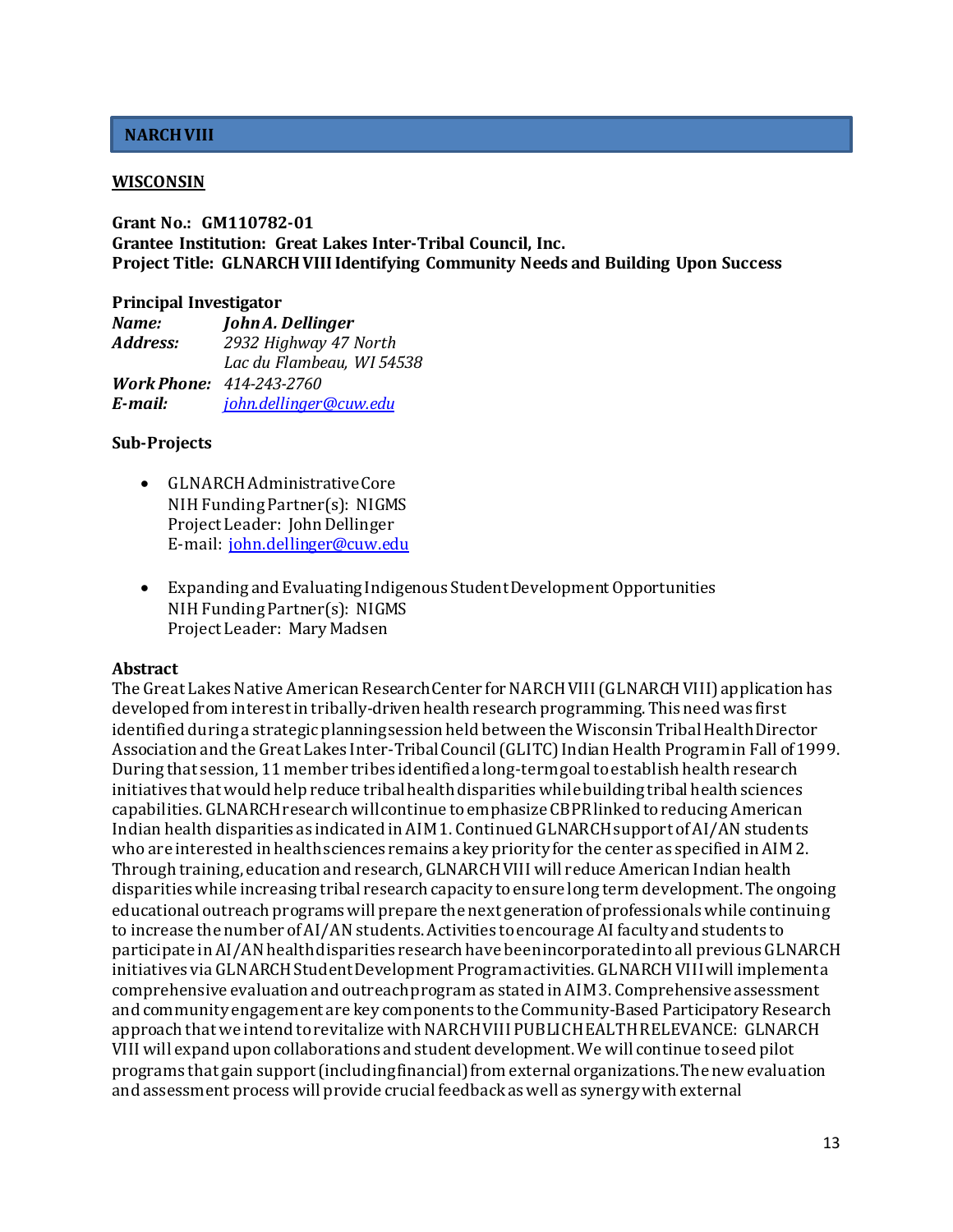## NARCH VIII

**WISCONSIN**

**Grant No.: GM110782-01**
**Grantee Institution: Great Lakes Inter-Tribal Council, Inc.**
**Project Title: GLNARCH VIII Identifying Community Needs and Building Upon Success**

**Principal Investigator**

***Name:*** *John A. Dellinger*
***Address:*** *2932 Highway 47 North*
*Lac du Flambeau, WI 54538*
***Work Phone:*** *414-243-2760*
***E-mail:*** *john.dellinger@cuw.edu*

**Sub-Projects**

- GLNARCH Administrative Core
  NIH Funding Partner(s): NIGMS
  Project Leader: John Dellinger
  E-mail: john.dellinger@cuw.edu

- Expanding and Evaluating Indigenous Student Development Opportunities
  NIH Funding Partner(s): NIGMS
  Project Leader: Mary Madsen

**Abstract**

The Great Lakes Native American Research Center for NARCH VIII (GLNARCH VIII) application has developed from interest in tribally-driven health research programming. This need was first identified during a strategic planning session held between the Wisconsin Tribal Health Director Association and the Great Lakes Inter-Tribal Council (GLITC) Indian Health Program in Fall of 1999. During that session, 11 member tribes identified a long-term goal to establish health research initiatives that would help reduce tribal health disparities while building tribal health sciences capabilities. GLNARCH research will continue to emphasize CBPR linked to reducing American Indian health disparities as indicated in AIM 1. Continued GLNARCH support of AI/AN students who are interested in health sciences remains a key priority for the center as specified in AIM 2. Through training, education and research, GLNARCH VIII will reduce American Indian health disparities while increasing tribal research capacity to ensure long term development. The ongoing educational outreach programs will prepare the next generation of professionals while continuing to increase the number of AI/AN students. Activities to encourage AI faculty and students to participate in AI/AN health disparities research have been incorporated into all previous GLNARCH initiatives via GLNARCH Student Development Program activities. GLNARCH VIII will implement a comprehensive evaluation and outreach program as stated in AIM 3. Comprehensive assessment and community engagement are key components to the Community-Based Participatory Research approach that we intend to revitalize with NARCH VIII PUBLIC HEALTH RELEVANCE: GLNARCH VIII will expand upon collaborations and student development. We will continue to seed pilot programs that gain support (including financial) from external organizations. The new evaluation and assessment process will provide crucial feedback as well as synergy with external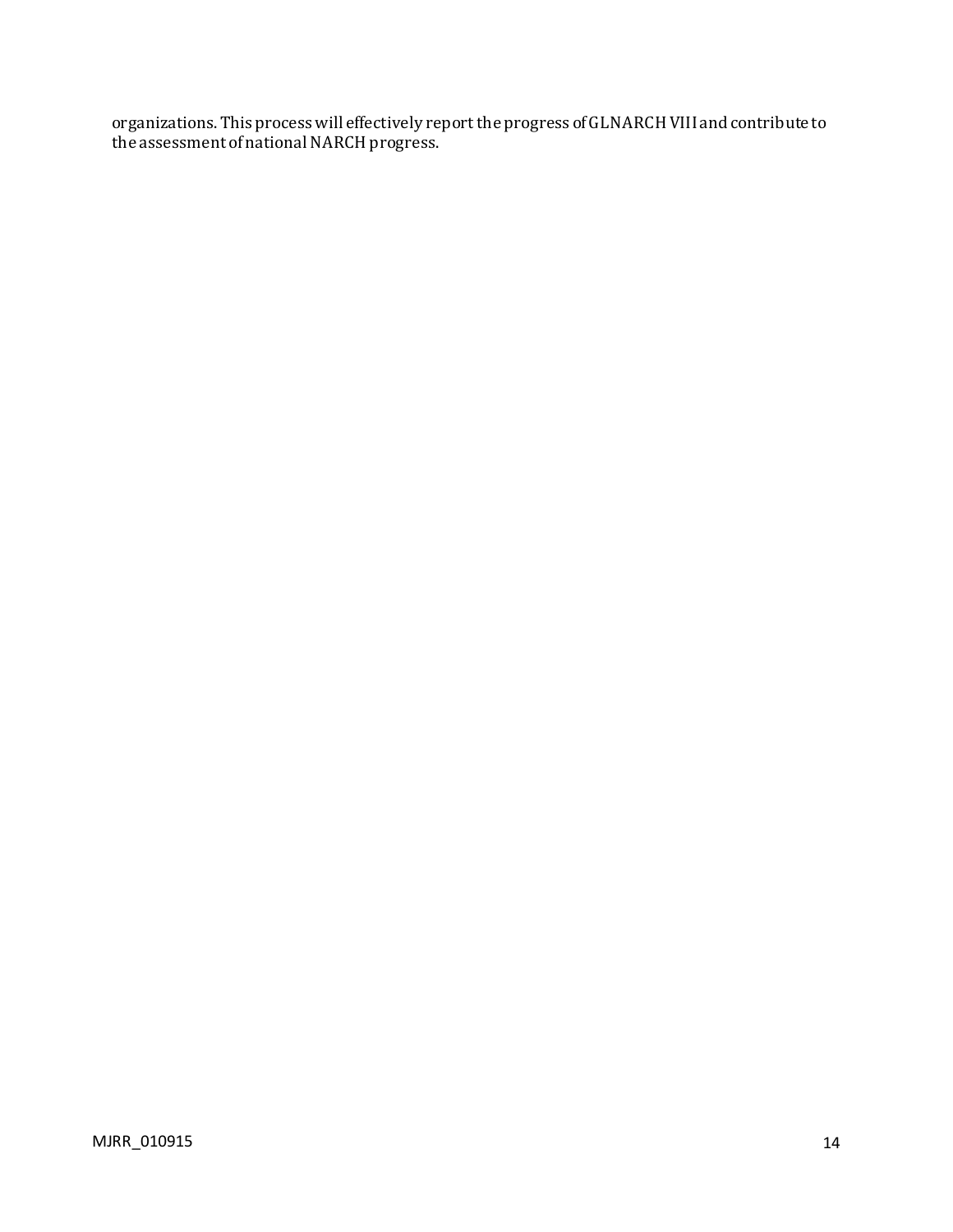organizations. This process will effectively report the progress of GLNARCH VIII and contribute to the assessment of national NARCH progress.